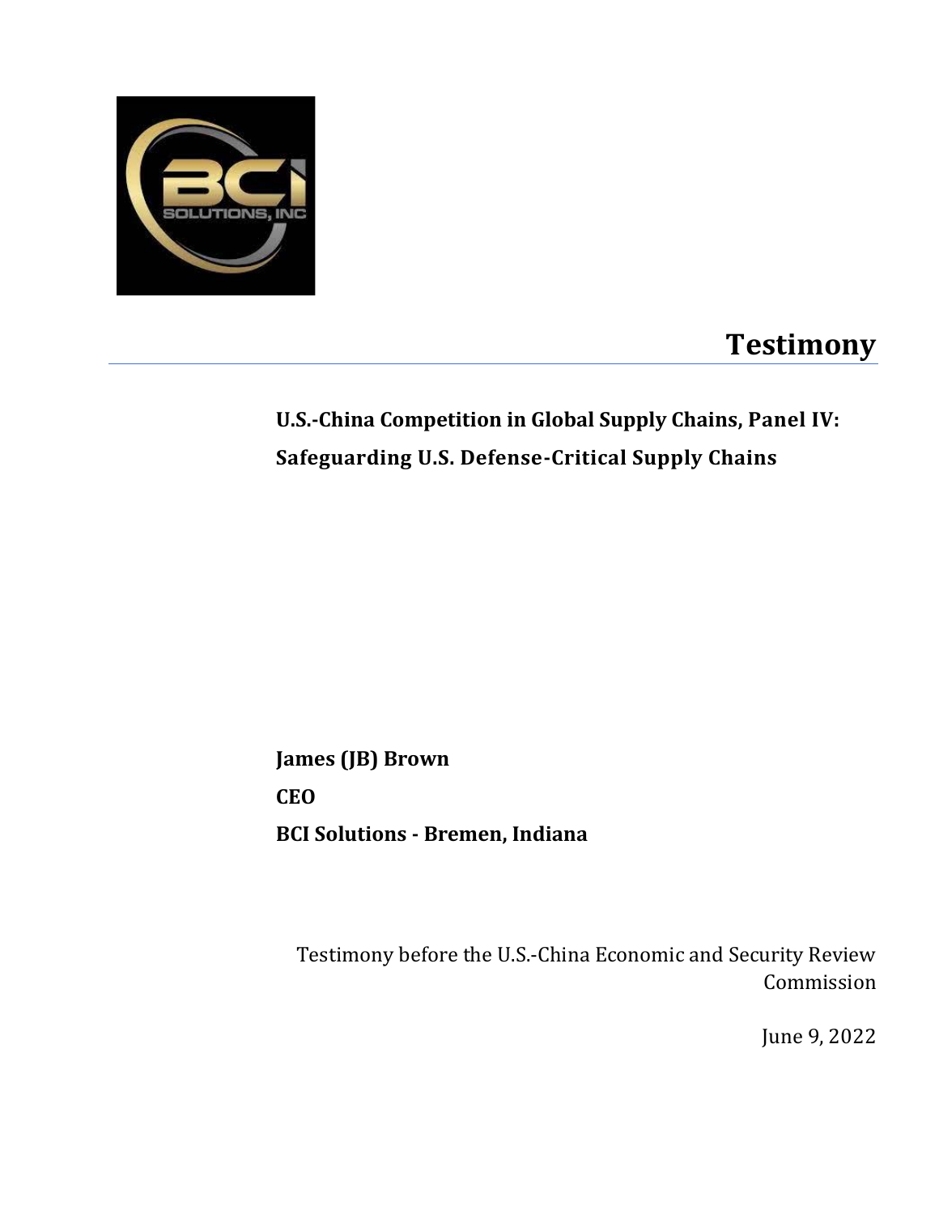# Testimony

**U.S.-China Competition in Global Supply Chains, Panel IV: Safeguarding U.S. Defense-Critical Supply Chains**

**James (JB) Brown**

**CEO**

**BCI Solutions - Bremen, Indiana**

Testimony before the U.S.-China Economic and Security Review Commission

June 9, 2022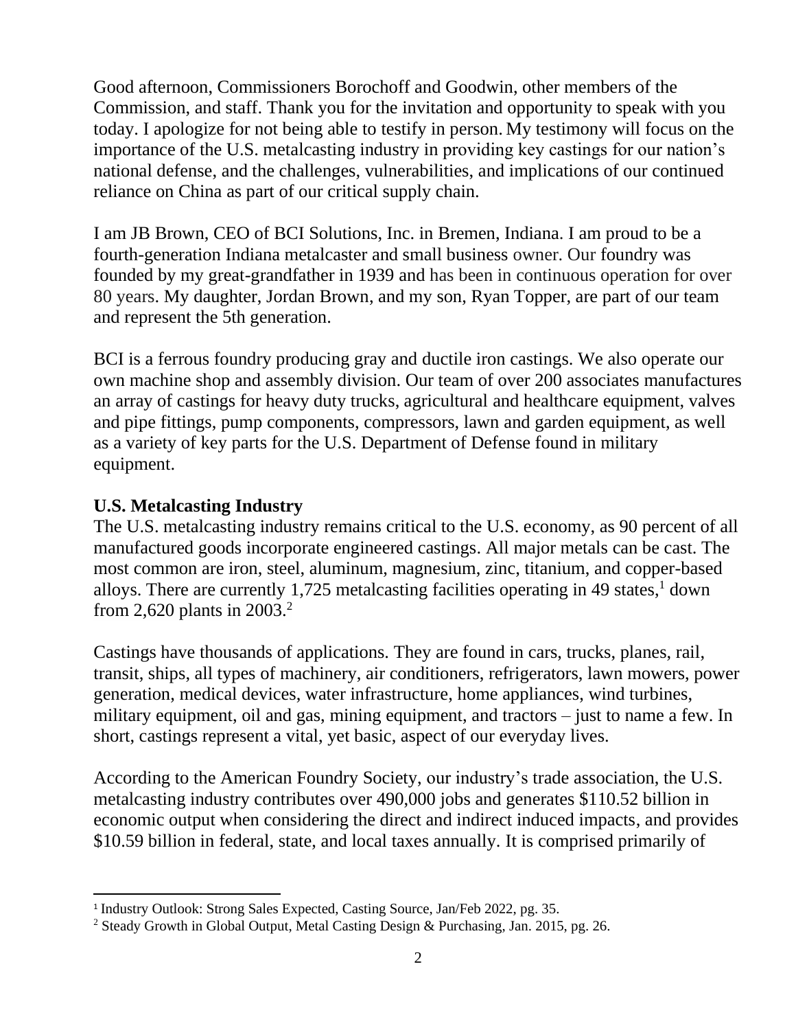Good afternoon, Commissioners Borochoff and Goodwin, other members of the Commission, and staff. Thank you for the invitation and opportunity to speak with you today. I apologize for not being able to testify in person. My testimony will focus on the importance of the U.S. metalcasting industry in providing key castings for our nation's national defense, and the challenges, vulnerabilities, and implications of our continued reliance on China as part of our critical supply chain.

I am JB Brown, CEO of BCI Solutions, Inc. in Bremen, Indiana. I am proud to be a fourth-generation Indiana metalcaster and small business owner. Our foundry was founded by my great-grandfather in 1939 and has been in continuous operation for over 80 years. My daughter, Jordan Brown, and my son, Ryan Topper, are part of our team and represent the 5th generation.

BCI is a ferrous foundry producing gray and ductile iron castings. We also operate our own machine shop and assembly division. Our team of over 200 associates manufactures an array of castings for heavy duty trucks, agricultural and healthcare equipment, valves and pipe fittings, pump components, compressors, lawn and garden equipment, as well as a variety of key parts for the U.S. Department of Defense found in military equipment.

**U.S. Metalcasting Industry**

The U.S. metalcasting industry remains critical to the U.S. economy, as 90 percent of all manufactured goods incorporate engineered castings. All major metals can be cast. The most common are iron, steel, aluminum, magnesium, zinc, titanium, and copper-based alloys. There are currently 1,725 metalcasting facilities operating in 49 states,[1] down from 2,620 plants in 2003.[2]

Castings have thousands of applications. They are found in cars, trucks, planes, rail, transit, ships, all types of machinery, air conditioners, refrigerators, lawn mowers, power generation, medical devices, water infrastructure, home appliances, wind turbines, military equipment, oil and gas, mining equipment, and tractors – just to name a few. In short, castings represent a vital, yet basic, aspect of our everyday lives.

According to the American Foundry Society, our industry's trade association, the U.S. metalcasting industry contributes over 490,000 jobs and generates $110.52 billion in economic output when considering the direct and indirect induced impacts, and provides $10.59 billion in federal, state, and local taxes annually. It is comprised primarily of

[1] Industry Outlook: Strong Sales Expected, Casting Source, Jan/Feb 2022, pg. 35.

[2] Steady Growth in Global Output, Metal Casting Design & Purchasing, Jan. 2015, pg. 26.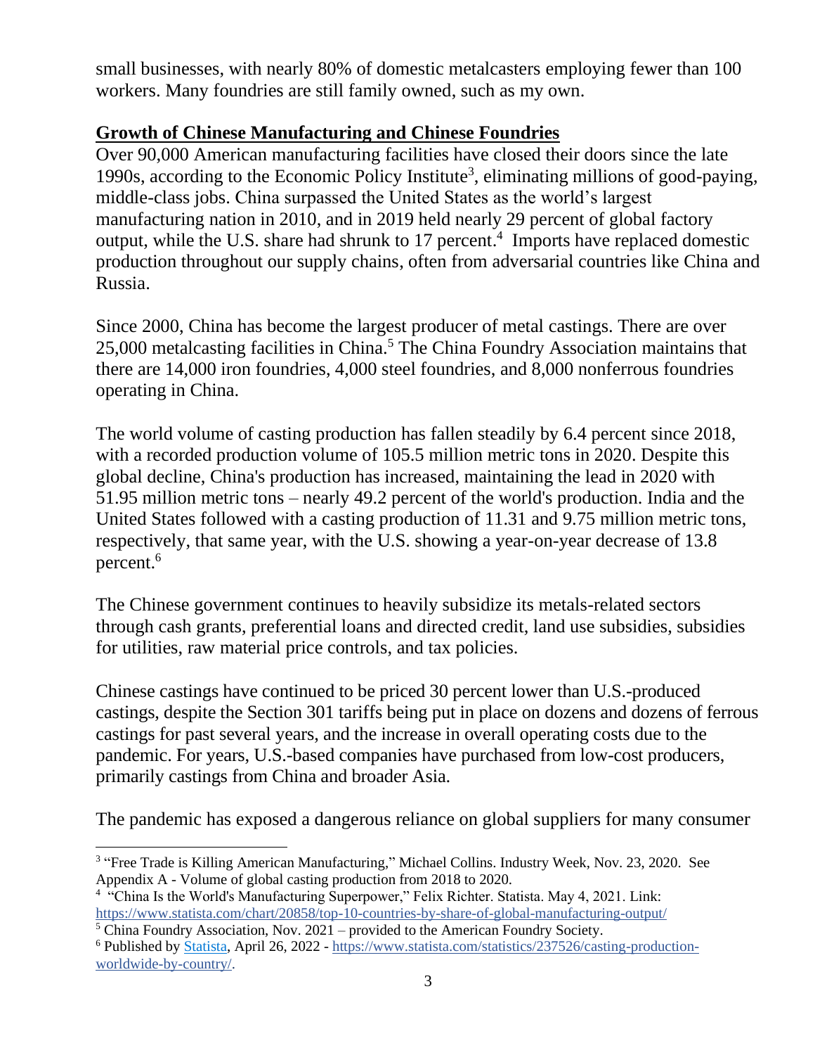small businesses, with nearly 80% of domestic metalcasters employing fewer than 100 workers. Many foundries are still family owned, such as my own.

## Growth of Chinese Manufacturing and Chinese Foundries

Over 90,000 American manufacturing facilities have closed their doors since the late 1990s, according to the Economic Policy Institute[3], eliminating millions of good-paying, middle-class jobs. China surpassed the United States as the world's largest manufacturing nation in 2010, and in 2019 held nearly 29 percent of global factory output, while the U.S. share had shrunk to 17 percent.[4] Imports have replaced domestic production throughout our supply chains, often from adversarial countries like China and Russia.

Since 2000, China has become the largest producer of metal castings. There are over 25,000 metalcasting facilities in China.[5] The China Foundry Association maintains that there are 14,000 iron foundries, 4,000 steel foundries, and 8,000 nonferrous foundries operating in China.

The world volume of casting production has fallen steadily by 6.4 percent since 2018, with a recorded production volume of 105.5 million metric tons in 2020. Despite this global decline, China's production has increased, maintaining the lead in 2020 with 51.95 million metric tons – nearly 49.2 percent of the world's production. India and the United States followed with a casting production of 11.31 and 9.75 million metric tons, respectively, that same year, with the U.S. showing a year-on-year decrease of 13.8 percent.[6]

The Chinese government continues to heavily subsidize its metals-related sectors through cash grants, preferential loans and directed credit, land use subsidies, subsidies for utilities, raw material price controls, and tax policies.

Chinese castings have continued to be priced 30 percent lower than U.S.-produced castings, despite the Section 301 tariffs being put in place on dozens and dozens of ferrous castings for past several years, and the increase in overall operating costs due to the pandemic. For years, U.S.-based companies have purchased from low-cost producers, primarily castings from China and broader Asia.

The pandemic has exposed a dangerous reliance on global suppliers for many consumer

---

[3] "Free Trade is Killing American Manufacturing," Michael Collins. Industry Week, Nov. 23, 2020. See Appendix A - Volume of global casting production from 2018 to 2020.

[4] "China Is the World's Manufacturing Superpower," Felix Richter. Statista. May 4, 2021. Link: https://www.statista.com/chart/20858/top-10-countries-by-share-of-global-manufacturing-output/

[5] China Foundry Association, Nov. 2021 – provided to the American Foundry Society.

[6] Published by Statista, April 26, 2022 - https://www.statista.com/statistics/237526/casting-production-worldwide-by-country/.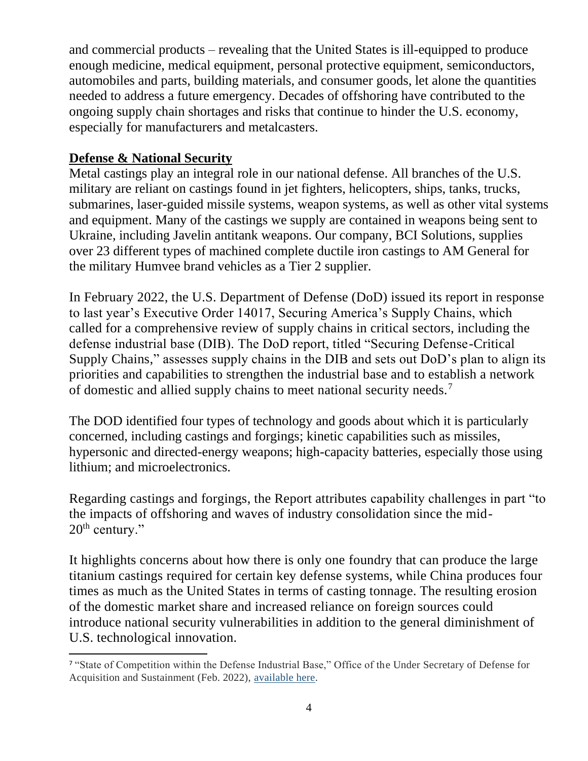and commercial products – revealing that the United States is ill-equipped to produce enough medicine, medical equipment, personal protective equipment, semiconductors, automobiles and parts, building materials, and consumer goods, let alone the quantities needed to address a future emergency. Decades of offshoring have contributed to the ongoing supply chain shortages and risks that continue to hinder the U.S. economy, especially for manufacturers and metalcasters.

## **Defense & National Security**

Metal castings play an integral role in our national defense. All branches of the U.S. military are reliant on castings found in jet fighters, helicopters, ships, tanks, trucks, submarines, laser-guided missile systems, weapon systems, as well as other vital systems and equipment. Many of the castings we supply are contained in weapons being sent to Ukraine, including Javelin antitank weapons. Our company, BCI Solutions, supplies over 23 different types of machined complete ductile iron castings to AM General for the military Humvee brand vehicles as a Tier 2 supplier.

In February 2022, the U.S. Department of Defense (DoD) issued its report in response to last year's Executive Order 14017, Securing America's Supply Chains, which called for a comprehensive review of supply chains in critical sectors, including the defense industrial base (DIB). The DoD report, titled "Securing Defense-Critical Supply Chains," assesses supply chains in the DIB and sets out DoD's plan to align its priorities and capabilities to strengthen the industrial base and to establish a network of domestic and allied supply chains to meet national security needs.[7]

The DOD identified four types of technology and goods about which it is particularly concerned, including castings and forgings; kinetic capabilities such as missiles, hypersonic and directed-energy weapons; high-capacity batteries, especially those using lithium; and microelectronics.

Regarding castings and forgings, the Report attributes capability challenges in part "to the impacts of offshoring and waves of industry consolidation since the mid-20th century."

It highlights concerns about how there is only one foundry that can produce the large titanium castings required for certain key defense systems, while China produces four times as much as the United States in terms of casting tonnage. The resulting erosion of the domestic market share and increased reliance on foreign sources could introduce national security vulnerabilities in addition to the general diminishment of U.S. technological innovation.

---

[7] "State of Competition within the Defense Industrial Base," Office of the Under Secretary of Defense for Acquisition and Sustainment (Feb. 2022), available here.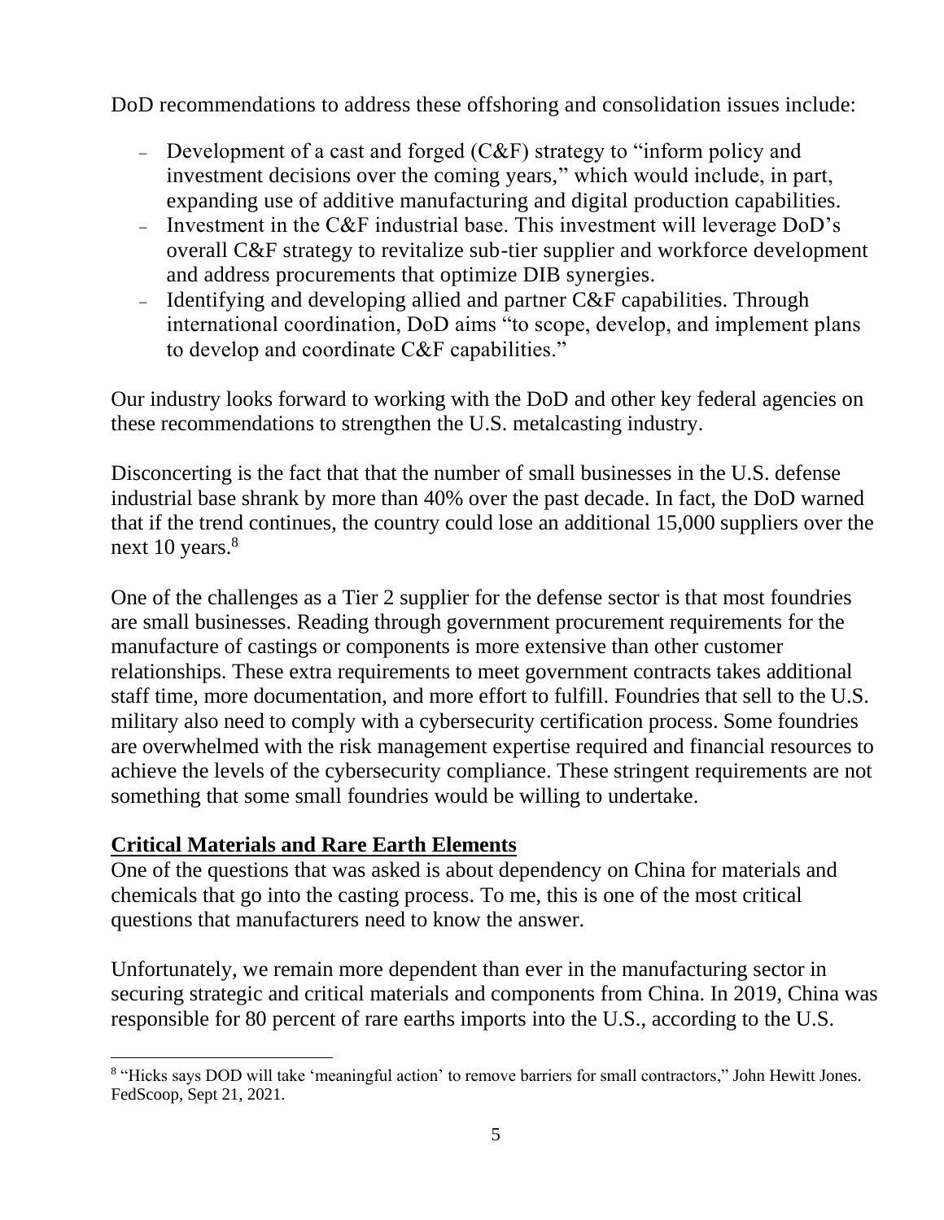DoD recommendations to address these offshoring and consolidation issues include:

- Development of a cast and forged (C&F) strategy to "inform policy and investment decisions over the coming years," which would include, in part, expanding use of additive manufacturing and digital production capabilities.
- Investment in the C&F industrial base. This investment will leverage DoD's overall C&F strategy to revitalize sub-tier supplier and workforce development and address procurements that optimize DIB synergies.
- Identifying and developing allied and partner C&F capabilities. Through international coordination, DoD aims "to scope, develop, and implement plans to develop and coordinate C&F capabilities."

Our industry looks forward to working with the DoD and other key federal agencies on these recommendations to strengthen the U.S. metalcasting industry.

Disconcerting is the fact that that the number of small businesses in the U.S. defense industrial base shrank by more than 40% over the past decade. In fact, the DoD warned that if the trend continues, the country could lose an additional 15,000 suppliers over the next 10 years.[8]

One of the challenges as a Tier 2 supplier for the defense sector is that most foundries are small businesses. Reading through government procurement requirements for the manufacture of castings or components is more extensive than other customer relationships. These extra requirements to meet government contracts takes additional staff time, more documentation, and more effort to fulfill. Foundries that sell to the U.S. military also need to comply with a cybersecurity certification process. Some foundries are overwhelmed with the risk management expertise required and financial resources to achieve the levels of the cybersecurity compliance. These stringent requirements are not something that some small foundries would be willing to undertake.

## Critical Materials and Rare Earth Elements

One of the questions that was asked is about dependency on China for materials and chemicals that go into the casting process. To me, this is one of the most critical questions that manufacturers need to know the answer.

Unfortunately, we remain more dependent than ever in the manufacturing sector in securing strategic and critical materials and components from China. In 2019, China was responsible for 80 percent of rare earths imports into the U.S., according to the U.S.

[8] "Hicks says DOD will take 'meaningful action' to remove barriers for small contractors," John Hewitt Jones. FedScoop, Sept 21, 2021.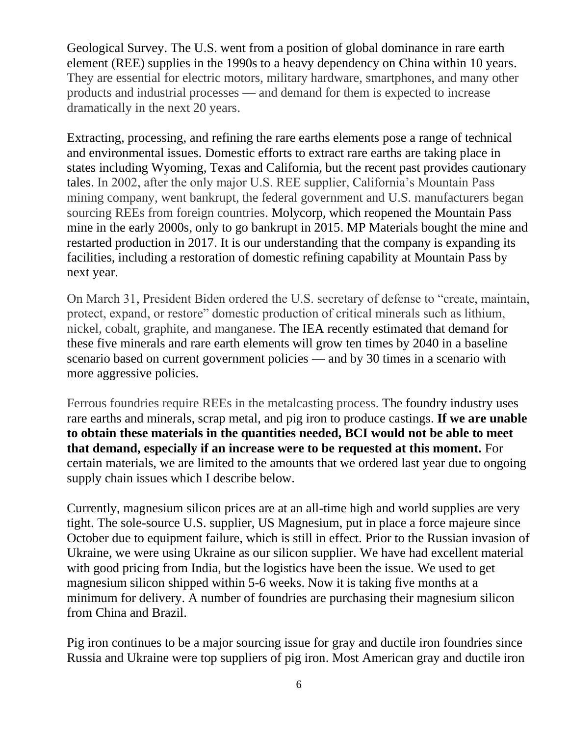Geological Survey. The U.S. went from a position of global dominance in rare earth element (REE) supplies in the 1990s to a heavy dependency on China within 10 years. They are essential for electric motors, military hardware, smartphones, and many other products and industrial processes — and demand for them is expected to increase dramatically in the next 20 years.

Extracting, processing, and refining the rare earths elements pose a range of technical and environmental issues. Domestic efforts to extract rare earths are taking place in states including Wyoming, Texas and California, but the recent past provides cautionary tales. In 2002, after the only major U.S. REE supplier, California's Mountain Pass mining company, went bankrupt, the federal government and U.S. manufacturers began sourcing REEs from foreign countries. Molycorp, which reopened the Mountain Pass mine in the early 2000s, only to go bankrupt in 2015. MP Materials bought the mine and restarted production in 2017. It is our understanding that the company is expanding its facilities, including a restoration of domestic refining capability at Mountain Pass by next year.

On March 31, President Biden ordered the U.S. secretary of defense to "create, maintain, protect, expand, or restore" domestic production of critical minerals such as lithium, nickel, cobalt, graphite, and manganese. The IEA recently estimated that demand for these five minerals and rare earth elements will grow ten times by 2040 in a baseline scenario based on current government policies — and by 30 times in a scenario with more aggressive policies.

Ferrous foundries require REEs in the metalcasting process. The foundry industry uses rare earths and minerals, scrap metal, and pig iron to produce castings. **If we are unable to obtain these materials in the quantities needed, BCI would not be able to meet that demand, especially if an increase were to be requested at this moment.** For certain materials, we are limited to the amounts that we ordered last year due to ongoing supply chain issues which I describe below.

Currently, magnesium silicon prices are at an all-time high and world supplies are very tight. The sole-source U.S. supplier, US Magnesium, put in place a force majeure since October due to equipment failure, which is still in effect. Prior to the Russian invasion of Ukraine, we were using Ukraine as our silicon supplier. We have had excellent material with good pricing from India, but the logistics have been the issue. We used to get magnesium silicon shipped within 5-6 weeks. Now it is taking five months at a minimum for delivery. A number of foundries are purchasing their magnesium silicon from China and Brazil.

Pig iron continues to be a major sourcing issue for gray and ductile iron foundries since Russia and Ukraine were top suppliers of pig iron. Most American gray and ductile iron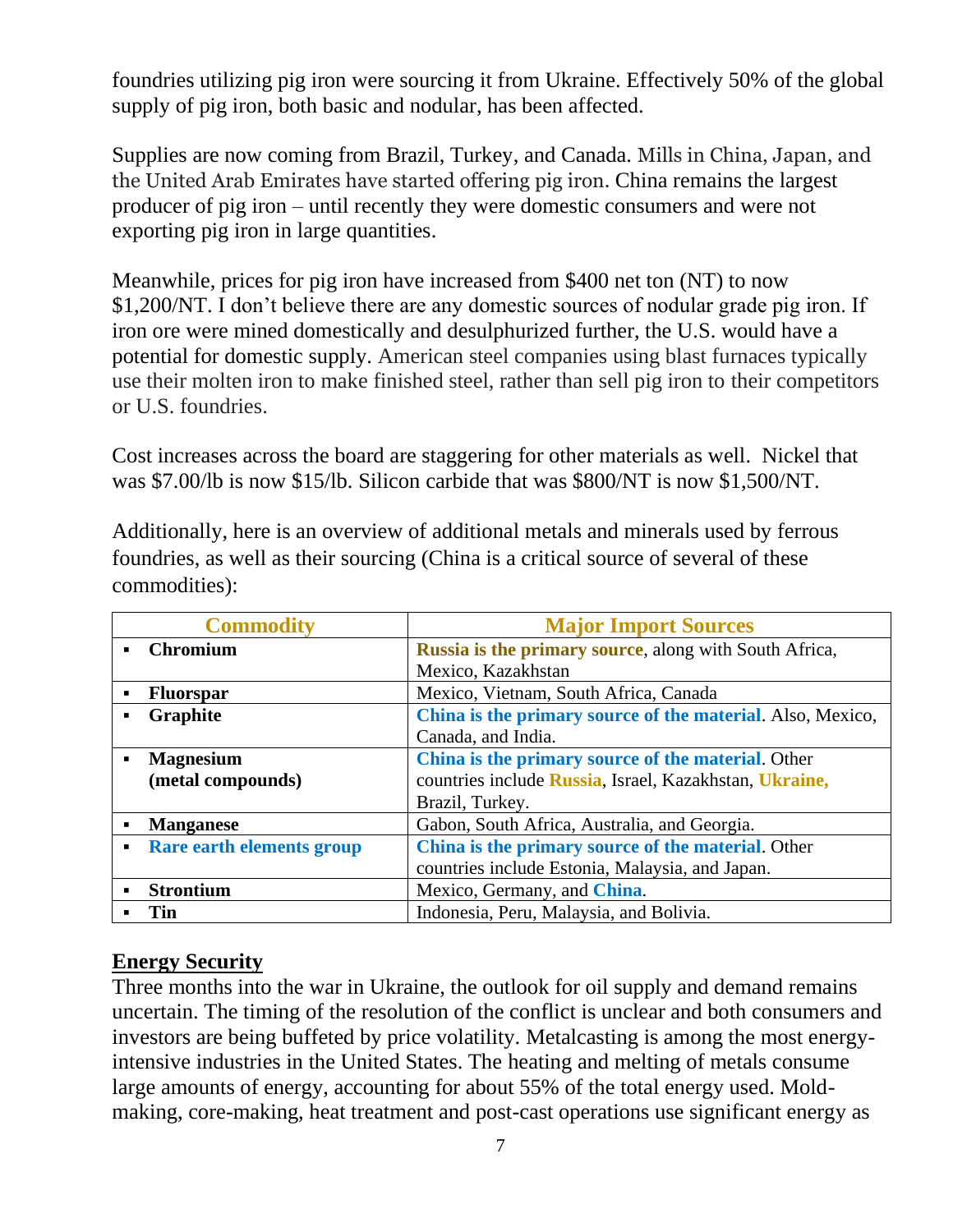foundries utilizing pig iron were sourcing it from Ukraine. Effectively 50% of the global supply of pig iron, both basic and nodular, has been affected.

Supplies are now coming from Brazil, Turkey, and Canada. Mills in China, Japan, and the United Arab Emirates have started offering pig iron. China remains the largest producer of pig iron – until recently they were domestic consumers and were not exporting pig iron in large quantities.

Meanwhile, prices for pig iron have increased from $400 net ton (NT) to now $1,200/NT. I don't believe there are any domestic sources of nodular grade pig iron. If iron ore were mined domestically and desulphurized further, the U.S. would have a potential for domestic supply. American steel companies using blast furnaces typically use their molten iron to make finished steel, rather than sell pig iron to their competitors or U.S. foundries.

Cost increases across the board are staggering for other materials as well. Nickel that was $7.00/lb is now $15/lb. Silicon carbide that was $800/NT is now $1,500/NT.

Additionally, here is an overview of additional metals and minerals used by ferrous foundries, as well as their sourcing (China is a critical source of several of these commodities):

| Commodity | Major Import Sources |
|---|---|
| **Chromium** | **Russia is the primary source**, along with South Africa, Mexico, Kazakhstan |
| **Fluorspar** | Mexico, Vietnam, South Africa, Canada |
| **Graphite** | **China is the primary source of the material**. Also, Mexico, Canada, and India. |
| **Magnesium (metal compounds)** | **China is the primary source of the material**. Other countries include **Russia**, Israel, Kazakhstan, **Ukraine,** Brazil, Turkey. |
| **Manganese** | Gabon, South Africa, Australia, and Georgia. |
| **Rare earth elements group** | **China is the primary source of the material**. Other countries include Estonia, Malaysia, and Japan. |
| **Strontium** | Mexico, Germany, and **China**. |
| **Tin** | Indonesia, Peru, Malaysia, and Bolivia. |

## Energy Security

Three months into the war in Ukraine, the outlook for oil supply and demand remains uncertain. The timing of the resolution of the conflict is unclear and both consumers and investors are being buffeted by price volatility. Metalcasting is among the most energy-intensive industries in the United States. The heating and melting of metals consume large amounts of energy, accounting for about 55% of the total energy used. Mold-making, core-making, heat treatment and post-cast operations use significant energy as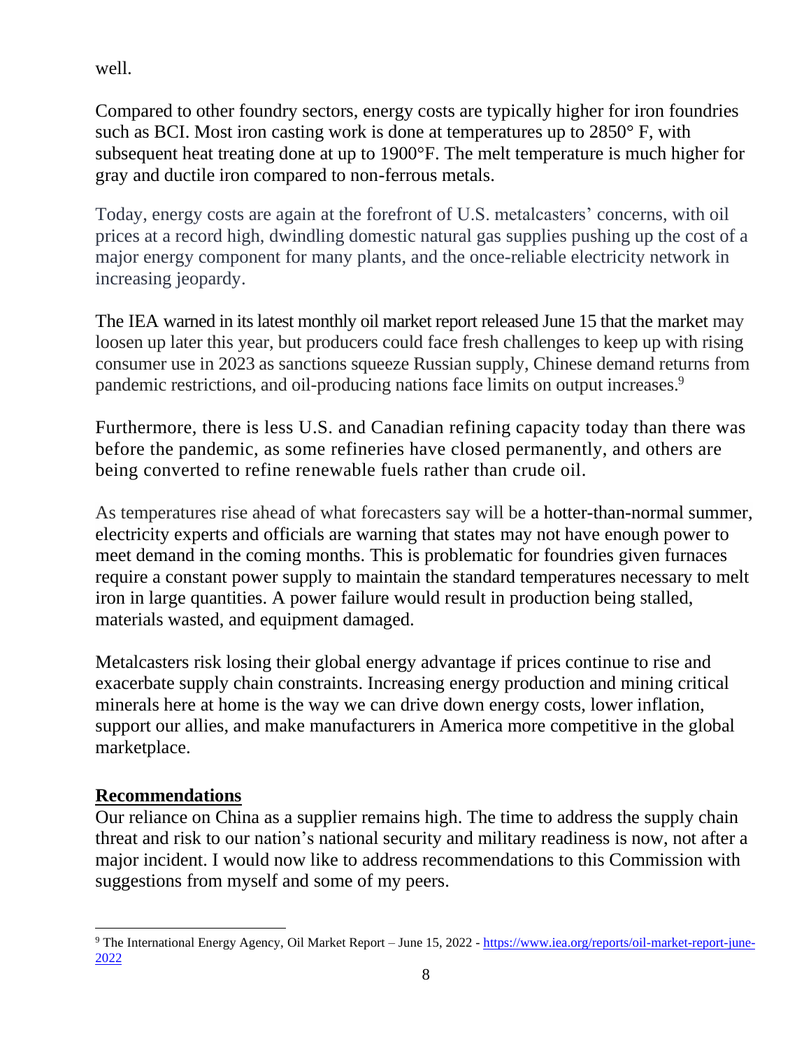well.

Compared to other foundry sectors, energy costs are typically higher for iron foundries such as BCI. Most iron casting work is done at temperatures up to 2850° F, with subsequent heat treating done at up to 1900°F. The melt temperature is much higher for gray and ductile iron compared to non-ferrous metals.

Today, energy costs are again at the forefront of U.S. metalcasters' concerns, with oil prices at a record high, dwindling domestic natural gas supplies pushing up the cost of a major energy component for many plants, and the once-reliable electricity network in increasing jeopardy.

The IEA warned in its latest monthly oil market report released June 15 that the market may loosen up later this year, but producers could face fresh challenges to keep up with rising consumer use in 2023 as sanctions squeeze Russian supply, Chinese demand returns from pandemic restrictions, and oil-producing nations face limits on output increases.[9]

Furthermore, there is less U.S. and Canadian refining capacity today than there was before the pandemic, as some refineries have closed permanently, and others are being converted to refine renewable fuels rather than crude oil.

As temperatures rise ahead of what forecasters say will be a hotter-than-normal summer, electricity experts and officials are warning that states may not have enough power to meet demand in the coming months. This is problematic for foundries given furnaces require a constant power supply to maintain the standard temperatures necessary to melt iron in large quantities. A power failure would result in production being stalled, materials wasted, and equipment damaged.

Metalcasters risk losing their global energy advantage if prices continue to rise and exacerbate supply chain constraints. Increasing energy production and mining critical minerals here at home is the way we can drive down energy costs, lower inflation, support our allies, and make manufacturers in America more competitive in the global marketplace.

## Recommendations

Our reliance on China as a supplier remains high. The time to address the supply chain threat and risk to our nation's national security and military readiness is now, not after a major incident. I would now like to address recommendations to this Commission with suggestions from myself and some of my peers.

---

[9] The International Energy Agency, Oil Market Report – June 15, 2022 - https://www.iea.org/reports/oil-market-report-june-2022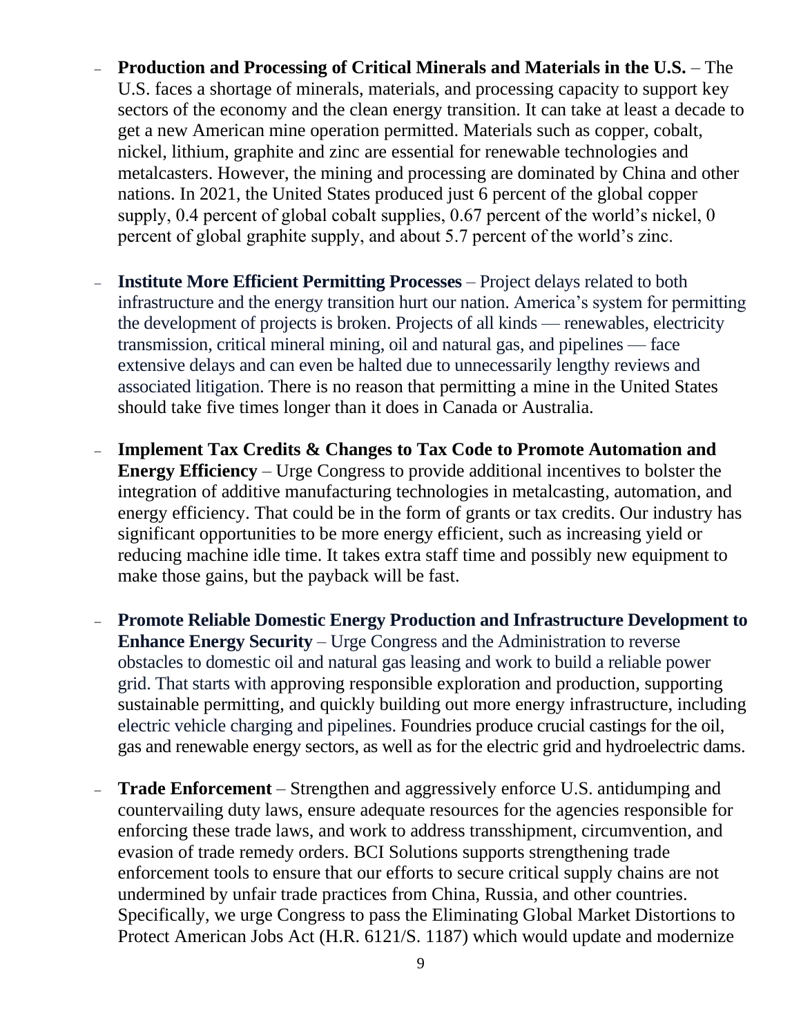- **Production and Processing of Critical Minerals and Materials in the U.S.** – The U.S. faces a shortage of minerals, materials, and processing capacity to support key sectors of the economy and the clean energy transition. It can take at least a decade to get a new American mine operation permitted. Materials such as copper, cobalt, nickel, lithium, graphite and zinc are essential for renewable technologies and metalcasters. However, the mining and processing are dominated by China and other nations. In 2021, the United States produced just 6 percent of the global copper supply, 0.4 percent of global cobalt supplies, 0.67 percent of the world's nickel, 0 percent of global graphite supply, and about 5.7 percent of the world's zinc.

- **Institute More Efficient Permitting Processes** – Project delays related to both infrastructure and the energy transition hurt our nation. America's system for permitting the development of projects is broken. Projects of all kinds — renewables, electricity transmission, critical mineral mining, oil and natural gas, and pipelines — face extensive delays and can even be halted due to unnecessarily lengthy reviews and associated litigation. There is no reason that permitting a mine in the United States should take five times longer than it does in Canada or Australia.

- **Implement Tax Credits & Changes to Tax Code to Promote Automation and Energy Efficiency** – Urge Congress to provide additional incentives to bolster the integration of additive manufacturing technologies in metalcasting, automation, and energy efficiency. That could be in the form of grants or tax credits. Our industry has significant opportunities to be more energy efficient, such as increasing yield or reducing machine idle time. It takes extra staff time and possibly new equipment to make those gains, but the payback will be fast.

- **Promote Reliable Domestic Energy Production and Infrastructure Development to Enhance Energy Security** – Urge Congress and the Administration to reverse obstacles to domestic oil and natural gas leasing and work to build a reliable power grid. That starts with approving responsible exploration and production, supporting sustainable permitting, and quickly building out more energy infrastructure, including electric vehicle charging and pipelines. Foundries produce crucial castings for the oil, gas and renewable energy sectors, as well as for the electric grid and hydroelectric dams.

- **Trade Enforcement** – Strengthen and aggressively enforce U.S. antidumping and countervailing duty laws, ensure adequate resources for the agencies responsible for enforcing these trade laws, and work to address transshipment, circumvention, and evasion of trade remedy orders. BCI Solutions supports strengthening trade enforcement tools to ensure that our efforts to secure critical supply chains are not undermined by unfair trade practices from China, Russia, and other countries. Specifically, we urge Congress to pass the Eliminating Global Market Distortions to Protect American Jobs Act (H.R. 6121/S. 1187) which would update and modernize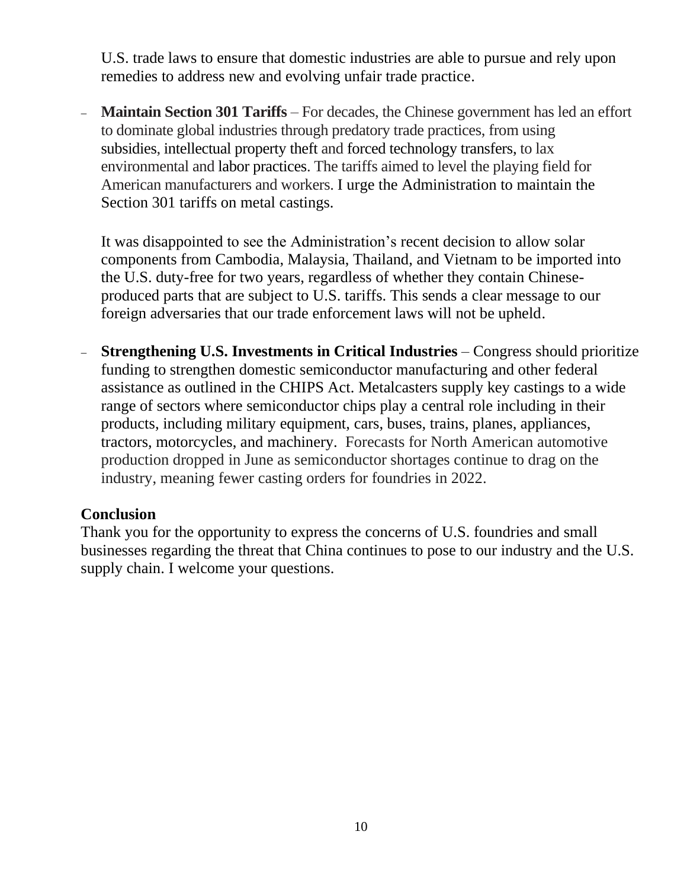U.S. trade laws to ensure that domestic industries are able to pursue and rely upon remedies to address new and evolving unfair trade practice.

- **Maintain Section 301 Tariffs** – For decades, the Chinese government has led an effort to dominate global industries through predatory trade practices, from using subsidies, intellectual property theft and forced technology transfers, to lax environmental and labor practices. The tariffs aimed to level the playing field for American manufacturers and workers. I urge the Administration to maintain the Section 301 tariffs on metal castings.

  It was disappointed to see the Administration's recent decision to allow solar components from Cambodia, Malaysia, Thailand, and Vietnam to be imported into the U.S. duty-free for two years, regardless of whether they contain Chinese-produced parts that are subject to U.S. tariffs. This sends a clear message to our foreign adversaries that our trade enforcement laws will not be upheld.

- **Strengthening U.S. Investments in Critical Industries** – Congress should prioritize funding to strengthen domestic semiconductor manufacturing and other federal assistance as outlined in the CHIPS Act. Metalcasters supply key castings to a wide range of sectors where semiconductor chips play a central role including in their products, including military equipment, cars, buses, trains, planes, appliances, tractors, motorcycles, and machinery. Forecasts for North American automotive production dropped in June as semiconductor shortages continue to drag on the industry, meaning fewer casting orders for foundries in 2022.

**Conclusion**

Thank you for the opportunity to express the concerns of U.S. foundries and small businesses regarding the threat that China continues to pose to our industry and the U.S. supply chain. I welcome your questions.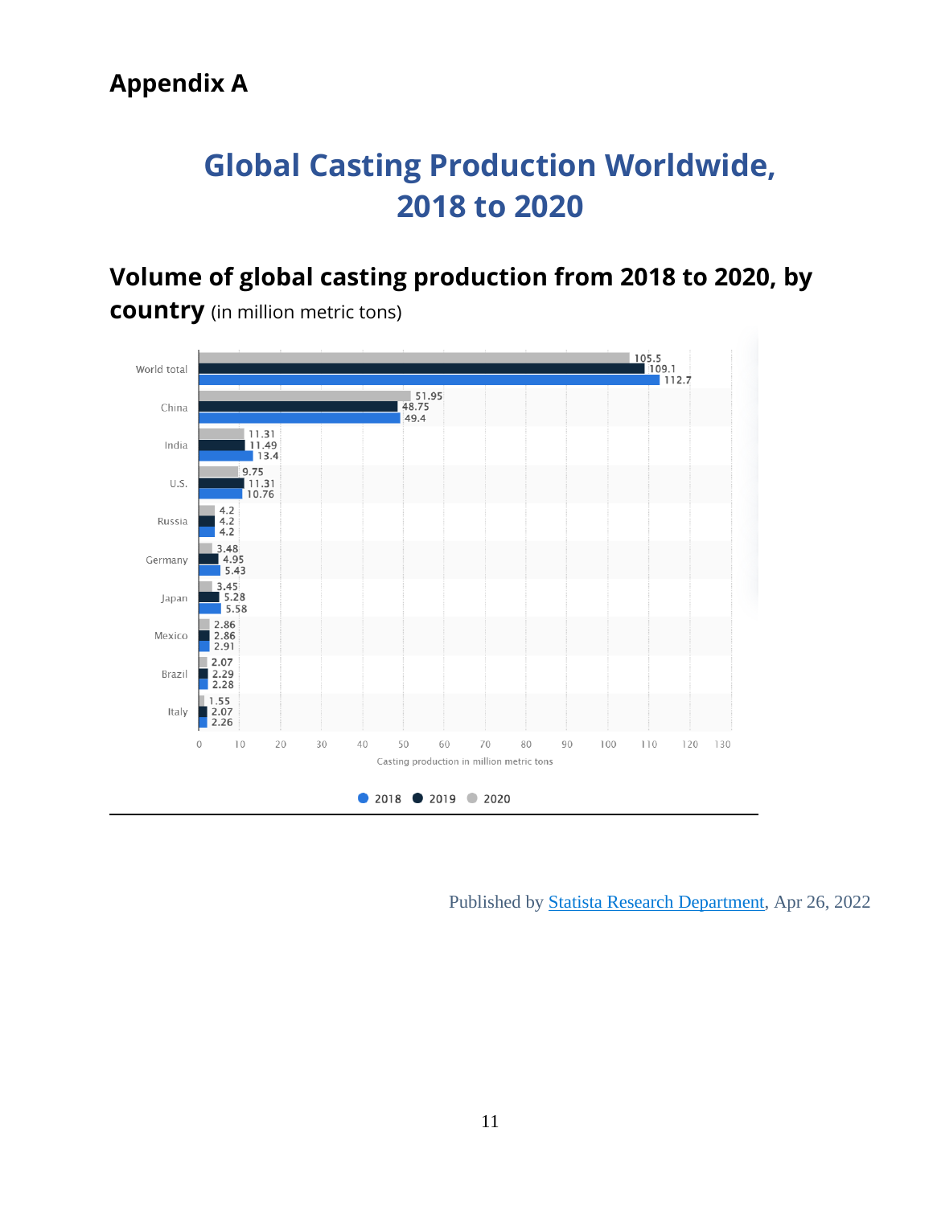## Appendix A

# Global Casting Production Worldwide, 2018 to 2020

**Volume of global casting production from 2018 to 2020, by country** (in million metric tons)

World total
105.5
109.1
112.7

China
51.95
48.75
49.4

India
11.31
11.49
13.4

U.S.
9.75
11.31
10.76

Russia
4.2
4.2
4.2

Germany
3.48
4.95
5.43

Japan
3.45
5.28
5.58

Mexico
2.86
2.86
2.91

Brazil
2.07
2.29
2.28

Italy
1.55
2.07
2.26

0 10 20 30 40 50 60 70 80 90 100 110 120 130

Casting production in million metric tons

2018 2019 2020

Published by [Statista Research Department](), Apr 26, 2022